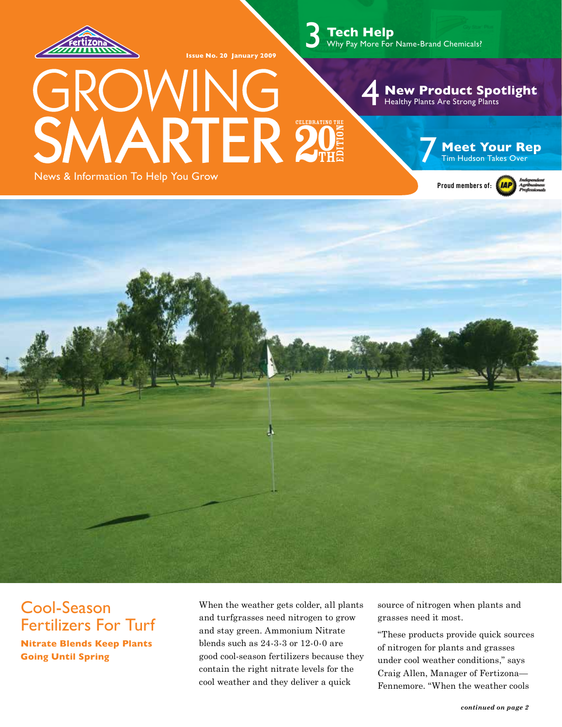Fertizona

Issue No. 20 January 2009

# GROWING SMARTER

CELEBRATING THE 20TH EDITION

News & Information To Help You Grow

**3 Tech Help**
Why Pay More For Name-Brand Chemicals?

**4 New Product Spotlight**
Healthy Plants Are Strong Plants

**7 Meet Your Rep**
Tim Hudson Takes Over

Proud members of: IAP Independent Agribusiness Professionals

## Cool-Season Fertilizers For Turf

**Nitrate Blends Keep Plants Going Until Spring**

When the weather gets colder, all plants and turfgrasses need nitrogen to grow and stay green. Ammonium Nitrate blends such as 24-3-3 or 12-0-0 are good cool-season fertilizers because they contain the right nitrate levels for the cool weather and they deliver a quick source of nitrogen when plants and grasses need it most.

"These products provide quick sources of nitrogen for plants and grasses under cool weather conditions," says Craig Allen, Manager of Fertizona—Fennemore. "When the weather cools

*continued on page 2*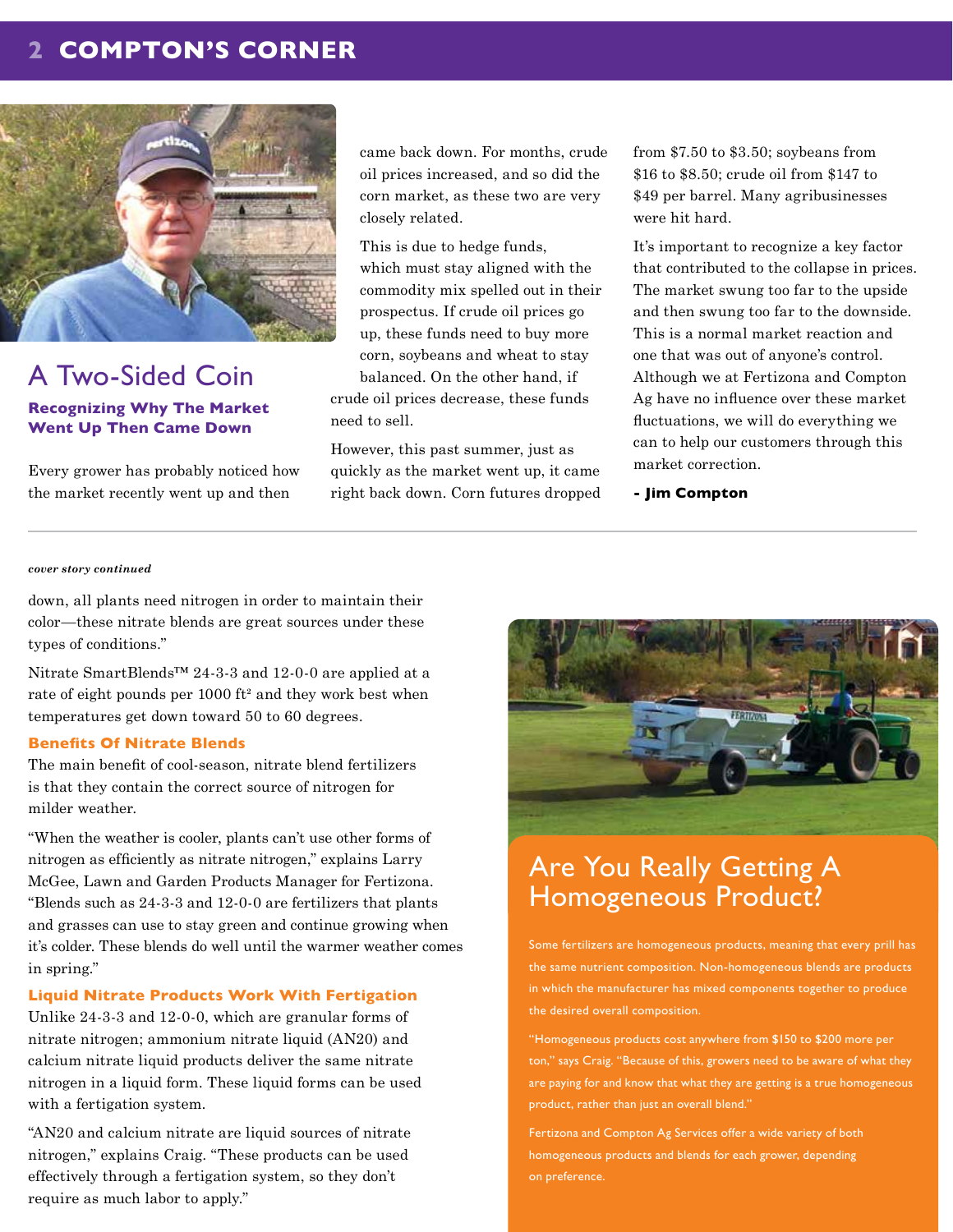## A Two-Sided Coin

**Recognizing Why The Market Went Up Then Came Down**

Every grower has probably noticed how the market recently went up and then came back down. For months, crude oil prices increased, and so did the corn market, as these two are very closely related.

This is due to hedge funds, which must stay aligned with the commodity mix spelled out in their prospectus. If crude oil prices go up, these funds need to buy more corn, soybeans and wheat to stay balanced. On the other hand, if crude oil prices decrease, these funds need to sell.

However, this past summer, just as quickly as the market went up, it came right back down. Corn futures dropped from $7.50 to $3.50; soybeans from $16 to $8.50; crude oil from $147 to $49 per barrel. Many agribusinesses were hit hard.

It's important to recognize a key factor that contributed to the collapse in prices. The market swung too far to the upside and then swung too far to the downside. This is a normal market reaction and one that was out of anyone's control. Although we at Fertizona and Compton Ag have no influence over these market fluctuations, we will do everything we can to help our customers through this market correction.

**- Jim Compton**

---

*cover story continued*

down, all plants need nitrogen in order to maintain their color—these nitrate blends are great sources under these types of conditions."

Nitrate SmartBlends™ 24-3-3 and 12-0-0 are applied at a rate of eight pounds per 1000 ft² and they work best when temperatures get down toward 50 to 60 degrees.

### Benefits Of Nitrate Blends

The main benefit of cool-season, nitrate blend fertilizers is that they contain the correct source of nitrogen for milder weather.

"When the weather is cooler, plants can't use other forms of nitrogen as efficiently as nitrate nitrogen," explains Larry McGee, Lawn and Garden Products Manager for Fertizona. "Blends such as 24-3-3 and 12-0-0 are fertilizers that plants and grasses can use to stay green and continue growing when it's colder. These blends do well until the warmer weather comes in spring."

### Liquid Nitrate Products Work With Fertigation

Unlike 24-3-3 and 12-0-0, which are granular forms of nitrate nitrogen; ammonium nitrate liquid (AN20) and calcium nitrate liquid products deliver the same nitrate nitrogen in a liquid form. These liquid forms can be used with a fertigation system.

"AN20 and calcium nitrate are liquid sources of nitrate nitrogen," explains Craig. "These products can be used effectively through a fertigation system, so they don't require as much labor to apply."

## Are You Really Getting A Homogeneous Product?

Some fertilizers are homogeneous products, meaning that every prill has the same nutrient composition. Non-homogeneous blends are products in which the manufacturer has mixed components together to produce the desired overall composition.

"Homogeneous products cost anywhere from $150 to $200 more per ton," says Craig. "Because of this, growers need to be aware of what they are paying for and know that what they are getting is a true homogeneous product, rather than just an overall blend."

Fertizona and Compton Ag Services offer a wide variety of both homogeneous products and blends for each grower, depending on preference.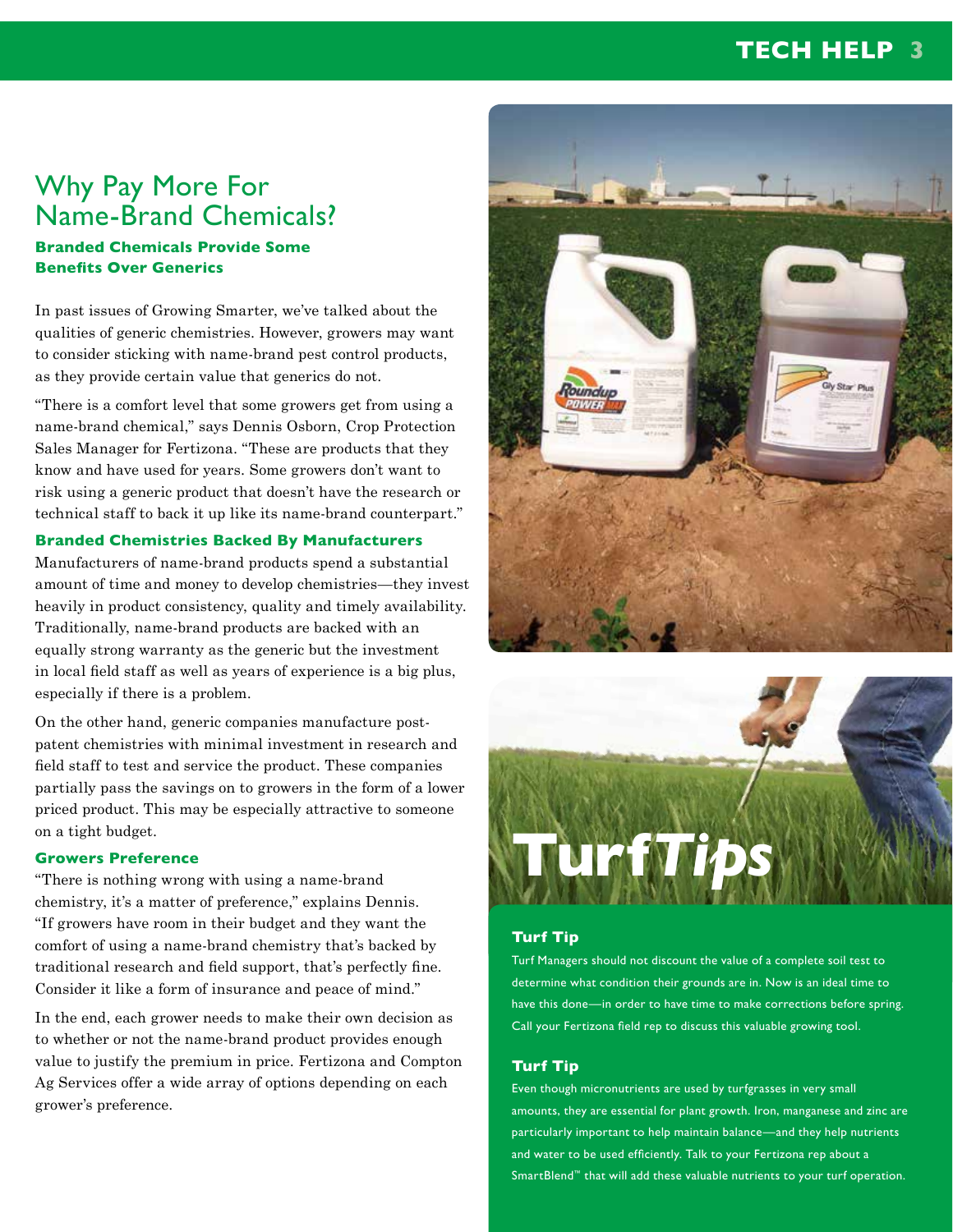# Why Pay More For Name-Brand Chemicals?

**Branded Chemicals Provide Some Benefits Over Generics**

In past issues of Growing Smarter, we've talked about the qualities of generic chemistries. However, growers may want to consider sticking with name-brand pest control products, as they provide certain value that generics do not.

"There is a comfort level that some growers get from using a name-brand chemical," says Dennis Osborn, Crop Protection Sales Manager for Fertizona. "These are products that they know and have used for years. Some growers don't want to risk using a generic product that doesn't have the research or technical staff to back it up like its name-brand counterpart."

### Branded Chemistries Backed By Manufacturers

Manufacturers of name-brand products spend a substantial amount of time and money to develop chemistries—they invest heavily in product consistency, quality and timely availability. Traditionally, name-brand products are backed with an equally strong warranty as the generic but the investment in local field staff as well as years of experience is a big plus, especially if there is a problem.

On the other hand, generic companies manufacture post-patent chemistries with minimal investment in research and field staff to test and service the product. These companies partially pass the savings on to growers in the form of a lower priced product. This may be especially attractive to someone on a tight budget.

### Growers Preference

"There is nothing wrong with using a name-brand chemistry, it's a matter of preference," explains Dennis. "If growers have room in their budget and they want the comfort of using a name-brand chemistry that's backed by traditional research and field support, that's perfectly fine. Consider it like a form of insurance and peace of mind."

In the end, each grower needs to make their own decision as to whether or not the name-brand product provides enough value to justify the premium in price. Fertizona and Compton Ag Services offer a wide array of options depending on each grower's preference.

# Turf *Tips*

### Turf Tip

Turf Managers should not discount the value of a complete soil test to determine what condition their grounds are in. Now is an ideal time to have this done—in order to have time to make corrections before spring. Call your Fertizona field rep to discuss this valuable growing tool.

### Turf Tip

Even though micronutrients are used by turfgrasses in very small amounts, they are essential for plant growth. Iron, manganese and zinc are particularly important to help maintain balance—and they help nutrients and water to be used efficiently. Talk to your Fertizona rep about a SmartBlend™ that will add these valuable nutrients to your turf operation.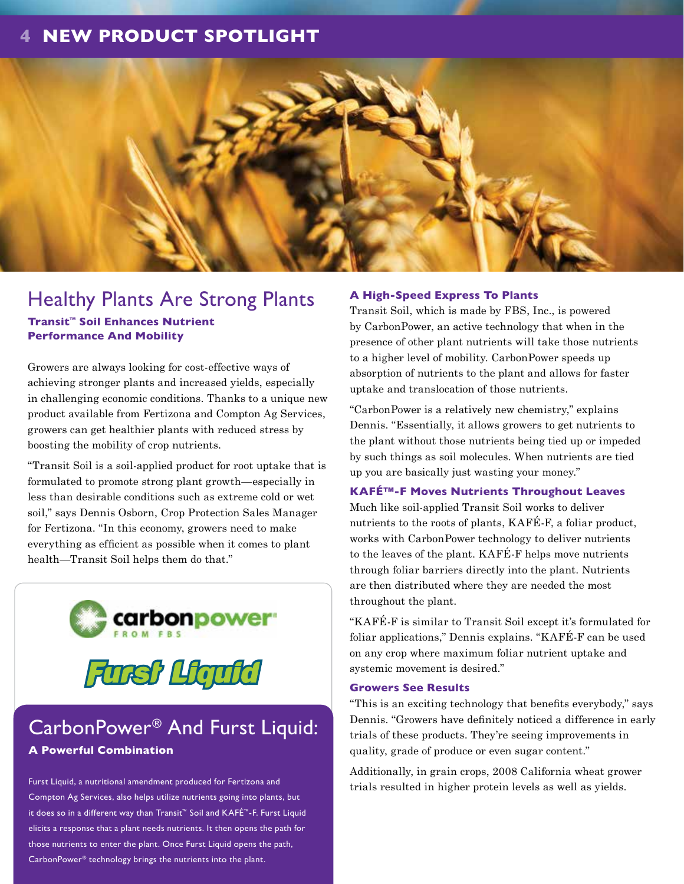# NEW PRODUCT SPOTLIGHT

## Healthy Plants Are Strong Plants

**Transit™ Soil Enhances Nutrient Performance And Mobility**

Growers are always looking for cost-effective ways of achieving stronger plants and increased yields, especially in challenging economic conditions. Thanks to a unique new product available from Fertizona and Compton Ag Services, growers can get healthier plants with reduced stress by boosting the mobility of crop nutrients.

"Transit Soil is a soil-applied product for root uptake that is formulated to promote strong plant growth—especially in less than desirable conditions such as extreme cold or wet soil," says Dennis Osborn, Crop Protection Sales Manager for Fertizona. "In this economy, growers need to make everything as efficient as possible when it comes to plant health—Transit Soil helps them do that."

### A High-Speed Express To Plants

Transit Soil, which is made by FBS, Inc., is powered by CarbonPower, an active technology that when in the presence of other plant nutrients will take those nutrients to a higher level of mobility. CarbonPower speeds up absorption of nutrients to the plant and allows for faster uptake and translocation of those nutrients.

"CarbonPower is a relatively new chemistry," explains Dennis. "Essentially, it allows growers to get nutrients to the plant without those nutrients being tied up or impeded by such things as soil molecules. When nutrients are tied up you are basically just wasting your money."

### KAFÉ™-F Moves Nutrients Throughout Leaves

Much like soil-applied Transit Soil works to deliver nutrients to the roots of plants, KAFÉ-F, a foliar product, works with CarbonPower technology to deliver nutrients to the leaves of the plant. KAFÉ-F helps move nutrients through foliar barriers directly into the plant. Nutrients are then distributed where they are needed the most throughout the plant.

"KAFÉ-F is similar to Transit Soil except it's formulated for foliar applications," Dennis explains. "KAFÉ-F can be used on any crop where maximum foliar nutrient uptake and systemic movement is desired."

### Growers See Results

"This is an exciting technology that benefits everybody," says Dennis. "Growers have definitely noticed a difference in early trials of these products. They're seeing improvements in quality, grade of produce or even sugar content."

Additionally, in grain crops, 2008 California wheat grower trials resulted in higher protein levels as well as yields.

---

carbonpower® FROM FBS

Furst Liquid

## CarbonPower® And Furst Liquid:

**A Powerful Combination**

Furst Liquid, a nutritional amendment produced for Fertizona and Compton Ag Services, also helps utilize nutrients going into plants, but it does so in a different way than Transit™ Soil and KAFÉ™-F. Furst Liquid elicits a response that a plant needs nutrients. It then opens the path for those nutrients to enter the plant. Once Furst Liquid opens the path, CarbonPower® technology brings the nutrients into the plant.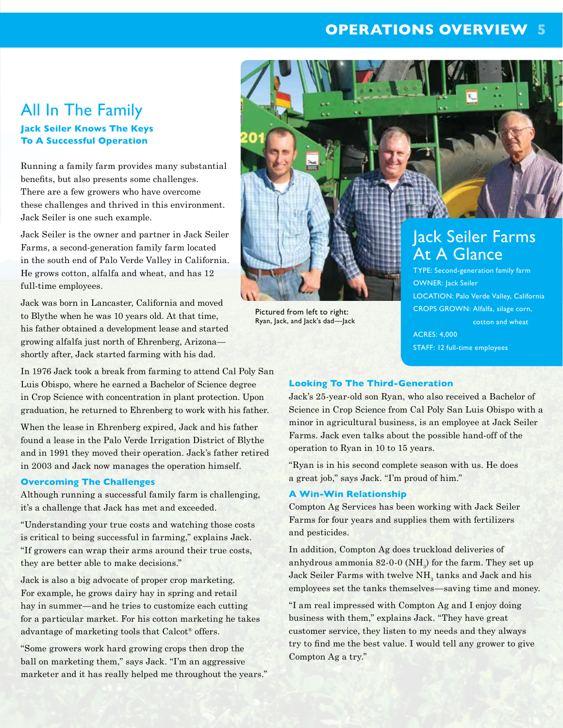## All In The Family

### Jack Seiler Knows The Keys To A Successful Operation

Running a family farm provides many substantial benefits, but also presents some challenges. There are a few growers who have overcome these challenges and thrived in this environment. Jack Seiler is one such example.

Jack Seiler is the owner and partner in Jack Seiler Farms, a second-generation family farm located in the south end of Palo Verde Valley in California. He grows cotton, alfalfa and wheat, and has 12 full-time employees.

Jack was born in Lancaster, California and moved to Blythe when he was 10 years old. At that time, his father obtained a development lease and started growing alfalfa just north of Ehrenberg, Arizona—shortly after, Jack started farming with his dad.

In 1976 Jack took a break from farming to attend Cal Poly San Luis Obispo, where he earned a Bachelor of Science degree in Crop Science with concentration in plant protection. Upon graduation, he returned to Ehrenberg to work with his father.

When the lease in Ehrenberg expired, Jack and his father found a lease in the Palo Verde Irrigation District of Blythe and in 1991 they moved their operation. Jack's father retired in 2003 and Jack now manages the operation himself.

### Overcoming The Challenges

Although running a successful family farm is challenging, it's a challenge that Jack has met and exceeded.

"Understanding your true costs and watching those costs is critical to being successful in farming," explains Jack. "If growers can wrap their arms around their true costs, they are better able to make decisions."

Jack is also a big advocate of proper crop marketing. For example, he grows dairy hay in spring and retail hay in summer—and he tries to customize each cutting for a particular market. For his cotton marketing he takes advantage of marketing tools that Calcot® offers.

"Some growers work hard growing crops then drop the ball on marketing them," says Jack. "I'm an aggressive marketer and it has really helped me throughout the years."

Pictured from left to right: Ryan, Jack, and Jack's dad—Jack

## Jack Seiler Farms At A Glance

TYPE: Second-generation family farm
OWNER: Jack Seiler
LOCATION: Palo Verde Valley, California
CROPS GROWN: Alfalfa, silage corn, cotton and wheat
ACRES: 4,000
STAFF: 12 full-time employees

### Looking To The Third-Generation

Jack's 25-year-old son Ryan, who also received a Bachelor of Science in Crop Science from Cal Poly San Luis Obispo with a minor in agricultural business, is an employee at Jack Seiler Farms. Jack even talks about the possible hand-off of the operation to Ryan in 10 to 15 years.

"Ryan is in his second complete season with us. He does a great job," says Jack. "I'm proud of him."

### A Win-Win Relationship

Compton Ag Services has been working with Jack Seiler Farms for four years and supplies them with fertilizers and pesticides.

In addition, Compton Ag does truckload deliveries of anhydrous ammonia 82-0-0 ($NH_3$) for the farm. They set up Jack Seiler Farms with twelve $NH_3$ tanks and Jack and his employees set the tanks themselves—saving time and money.

"I am real impressed with Compton Ag and I enjoy doing business with them," explains Jack. "They have great customer service, they listen to my needs and they always try to find me the best value. I would tell any grower to give Compton Ag a try."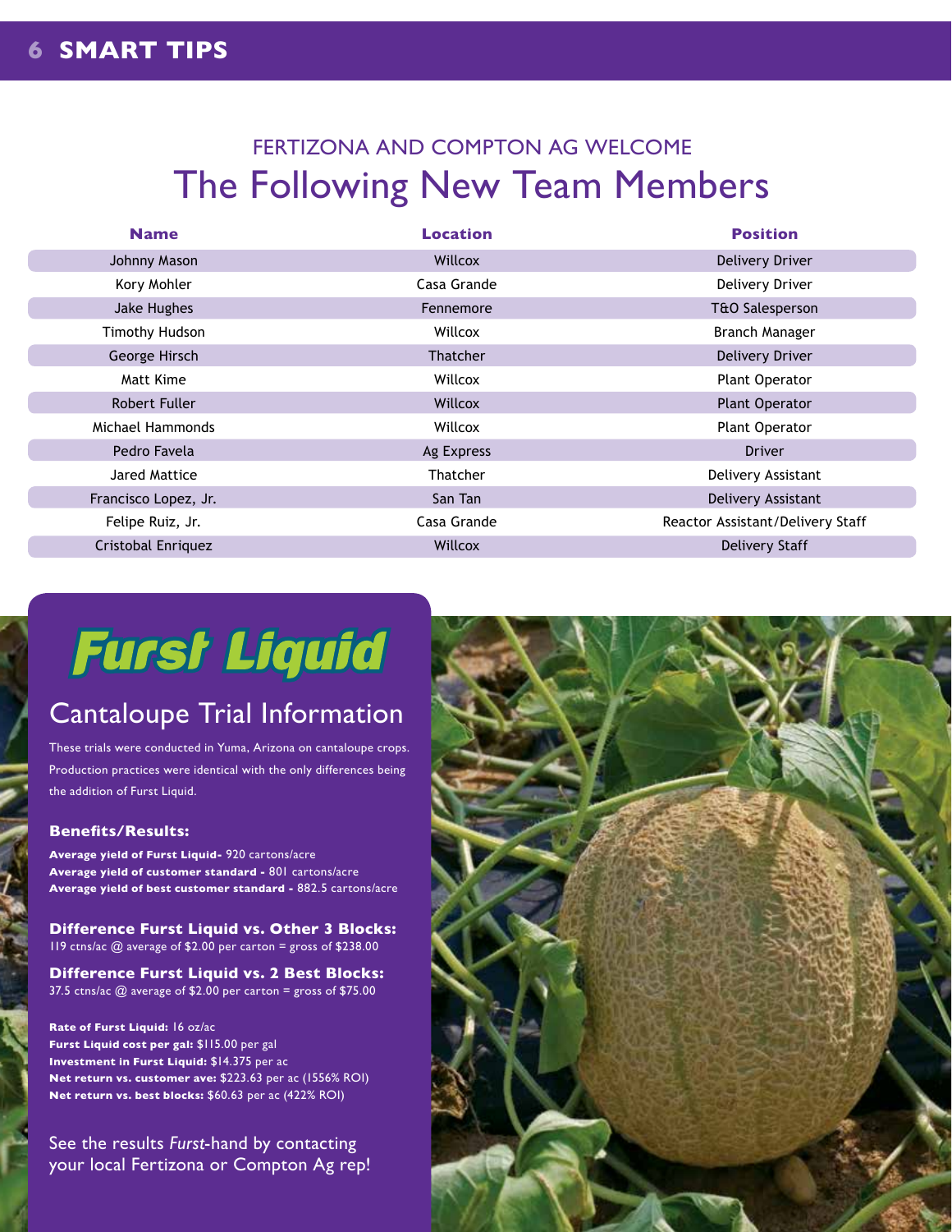## FERTIZONA AND COMPTON AG WELCOME

# The Following New Team Members

| Name | Location | Position |
|---|---|---|
| Johnny Mason | Willcox | Delivery Driver |
| Kory Mohler | Casa Grande | Delivery Driver |
| Jake Hughes | Fennemore | T&O Salesperson |
| Timothy Hudson | Willcox | Branch Manager |
| George Hirsch | Thatcher | Delivery Driver |
| Matt Kime | Willcox | Plant Operator |
| Robert Fuller | Willcox | Plant Operator |
| Michael Hammonds | Willcox | Plant Operator |
| Pedro Favela | Ag Express | Driver |
| Jared Mattice | Thatcher | Delivery Assistant |
| Francisco Lopez, Jr. | San Tan | Delivery Assistant |
| Felipe Ruiz, Jr. | Casa Grande | Reactor Assistant/Delivery Staff |
| Cristobal Enriquez | Willcox | Delivery Staff |

# Furst Liquid

## Cantaloupe Trial Information

These trials were conducted in Yuma, Arizona on cantaloupe crops. Production practices were identical with the only differences being the addition of Furst Liquid.

### Benefits/Results:

**Average yield of Furst Liquid-** 920 cartons/acre
**Average yield of customer standard -** 801 cartons/acre
**Average yield of best customer standard -** 882.5 cartons/acre

### Difference Furst Liquid vs. Other 3 Blocks:

119 ctns/ac @ average of $2.00 per carton = gross of $238.00

### Difference Furst Liquid vs. 2 Best Blocks:

37.5 ctns/ac @ average of $2.00 per carton = gross of $75.00

**Rate of Furst Liquid:** 16 oz/ac
**Furst Liquid cost per gal:** $115.00 per gal
**Investment in Furst Liquid:** $14.375 per ac
**Net return vs. customer ave:** $223.63 per ac (1556% ROI)
**Net return vs. best blocks:** $60.63 per ac (422% ROI)

See the results *Furst*-hand by contacting your local Fertizona or Compton Ag rep!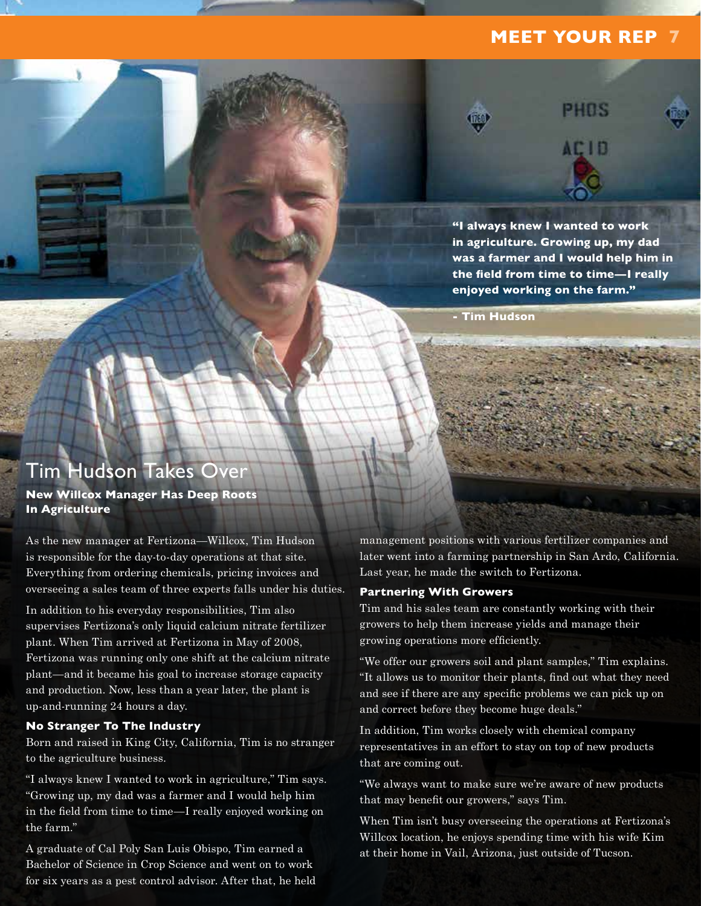# Tim Hudson Takes Over

**New Willcox Manager Has Deep Roots In Agriculture**

> **"I always knew I wanted to work in agriculture. Growing up, my dad was a farmer and I would help him in the field from time to time—I really enjoyed working on the farm."**
>
> **- Tim Hudson**

As the new manager at Fertizona—Willcox, Tim Hudson is responsible for the day-to-day operations at that site. Everything from ordering chemicals, pricing invoices and overseeing a sales team of three experts falls under his duties.

In addition to his everyday responsibilities, Tim also supervises Fertizona's only liquid calcium nitrate fertilizer plant. When Tim arrived at Fertizona in May of 2008, Fertizona was running only one shift at the calcium nitrate plant—and it became his goal to increase storage capacity and production. Now, less than a year later, the plant is up-and-running 24 hours a day.

### No Stranger To The Industry

Born and raised in King City, California, Tim is no stranger to the agriculture business.

"I always knew I wanted to work in agriculture," Tim says. "Growing up, my dad was a farmer and I would help him in the field from time to time—I really enjoyed working on the farm."

A graduate of Cal Poly San Luis Obispo, Tim earned a Bachelor of Science in Crop Science and went on to work for six years as a pest control advisor. After that, he held management positions with various fertilizer companies and later went into a farming partnership in San Ardo, California. Last year, he made the switch to Fertizona.

### Partnering With Growers

Tim and his sales team are constantly working with their growers to help them increase yields and manage their growing operations more efficiently.

"We offer our growers soil and plant samples," Tim explains. "It allows us to monitor their plants, find out what they need and see if there are any specific problems we can pick up on and correct before they become huge deals."

In addition, Tim works closely with chemical company representatives in an effort to stay on top of new products that are coming out.

"We always want to make sure we're aware of new products that may benefit our growers," says Tim.

When Tim isn't busy overseeing the operations at Fertizona's Willcox location, he enjoys spending time with his wife Kim at their home in Vail, Arizona, just outside of Tucson.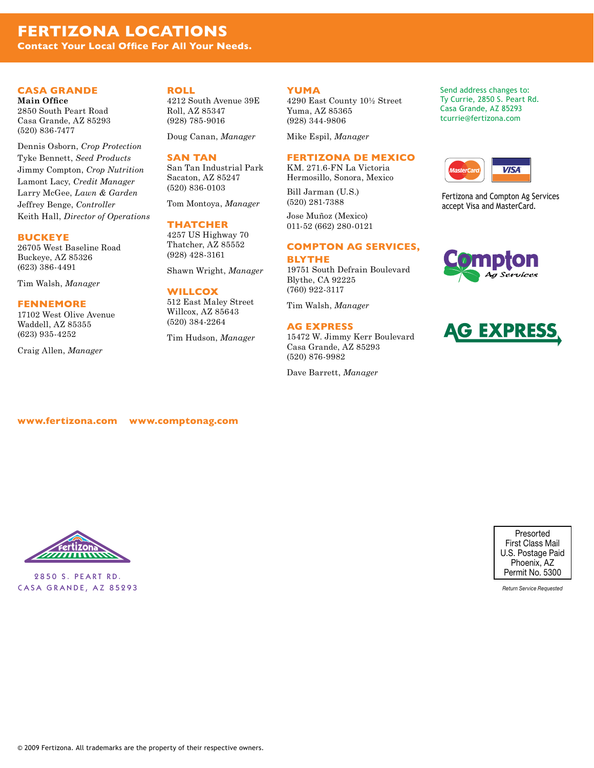# FERTIZONA LOCATIONS

**Contact Your Local Office For All Your Needs.**

## CASA GRANDE

**Main Office**
2850 South Peart Road
Casa Grande, AZ 85293
(520) 836-7477

Dennis Osborn, *Crop Protection*
Tyke Bennett, *Seed Products*
Jimmy Compton, *Crop Nutrition*
Lamont Lacy, *Credit Manager*
Larry McGee, *Lawn & Garden*
Jeffrey Benge, *Controller*
Keith Hall, *Director of Operations*

## BUCKEYE

26705 West Baseline Road
Buckeye, AZ 85326
(623) 386-4491

Tim Walsh, *Manager*

## FENNEMORE

17102 West Olive Avenue
Waddell, AZ 85355
(623) 935-4252

Craig Allen, *Manager*

## ROLL

4212 South Avenue 39E
Roll, AZ 85347
(928) 785-9016

Doug Canan, *Manager*

## SAN TAN

San Tan Industrial Park
Sacaton, AZ 85247
(520) 836-0103

Tom Montoya, *Manager*

## THATCHER

4257 US Highway 70
Thatcher, AZ 85552
(928) 428-3161

Shawn Wright, *Manager*

## WILLCOX

512 East Maley Street
Willcox, AZ 85643
(520) 384-2264

Tim Hudson, *Manager*

## YUMA

4290 East County 10½ Street
Yuma, AZ 85365
(928) 344-9806

Mike Espil, *Manager*

## FERTIZONA DE MEXICO

KM. 271.6-FN La Victoria
Hermosillo, Sonora, Mexico

Bill Jarman (U.S.)
(520) 281-7388

Jose Muñoz (Mexico)
011-52 (662) 280-0121

## COMPTON AG SERVICES, BLYTHE

19751 South Defrain Boulevard
Blythe, CA 92225
(760) 922-3117

Tim Walsh, *Manager*

## AG EXPRESS

15472 W. Jimmy Kerr Boulevard
Casa Grande, AZ 85293
(520) 876-9982

Dave Barrett, *Manager*

Send address changes to:
Ty Currie, 2850 S. Peart Rd.
Casa Grande, AZ 85293
tcurrie@fertizona.com

Fertizona and Compton Ag Services accept Visa and MasterCard.

**www.fertizona.com**   **www.comptonag.com**

2850 S. PEART RD.
CASA GRANDE, AZ 85293

Presorted
First Class Mail
U.S. Postage Paid
Phoenix, AZ
Permit No. 5300

*Return Service Requested*

© 2009 Fertizona. All trademarks are the property of their respective owners.